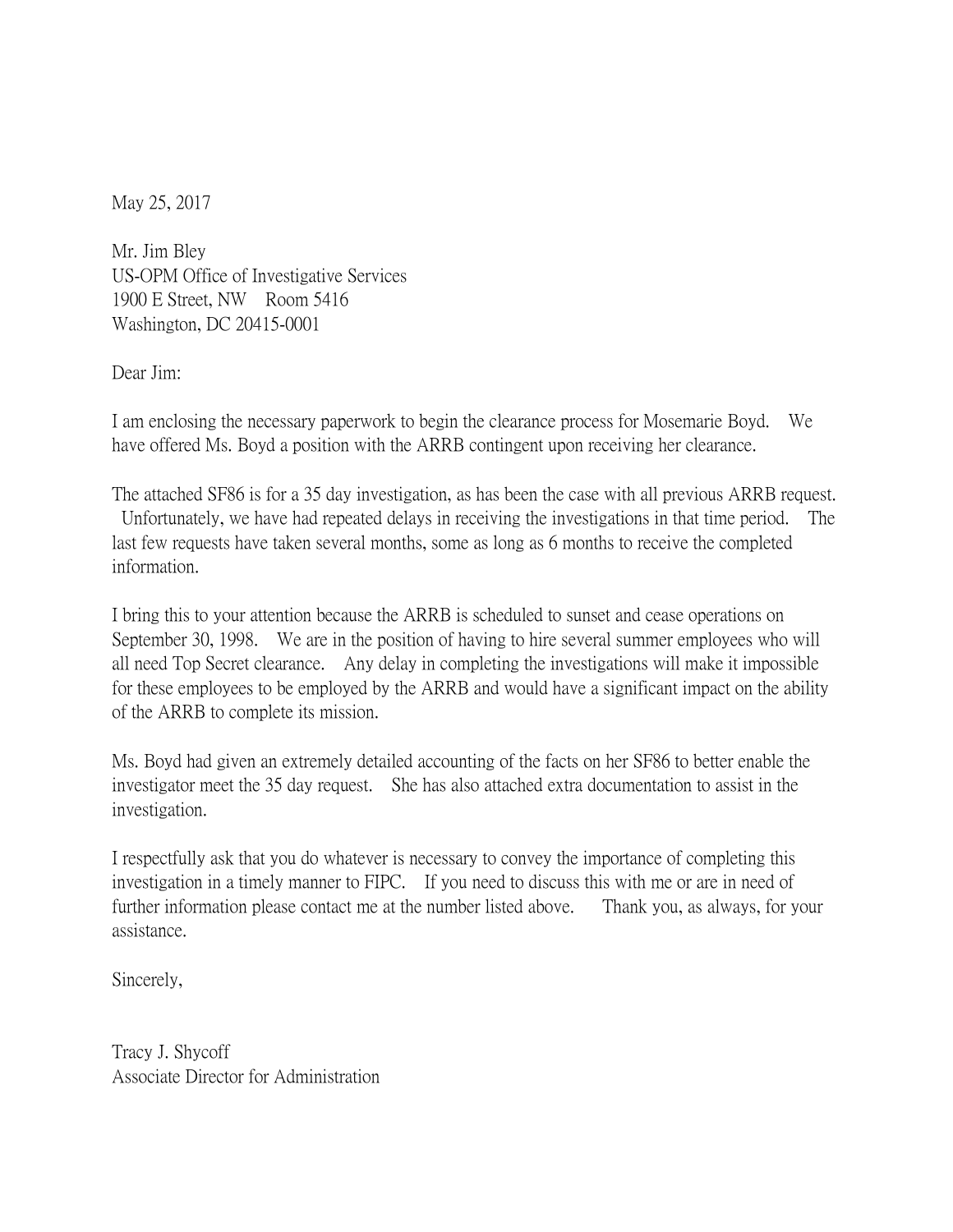May 25, 2017

Mr. Jim Bley  
US-OPM Office of Investigative Services  
1900 E Street, NW Room 5416  
Washington, DC 20415-0001

Dear Jim:

I am enclosing the necessary paperwork to begin the clearance process for Mosemarie Boyd. We have offered Ms. Boyd a position with the ARRB contingent upon receiving her clearance.

The attached SF86 is for a 35 day investigation, as has been the case with all previous ARRB request. Unfortunately, we have had repeated delays in receiving the investigations in that time period. The last few requests have taken several months, some as long as 6 months to receive the completed information.

I bring this to your attention because the ARRB is scheduled to sunset and cease operations on September 30, 1998. We are in the position of having to hire several summer employees who will all need Top Secret clearance. Any delay in completing the investigations will make it impossible for these employees to be employed by the ARRB and would have a significant impact on the ability of the ARRB to complete its mission.

Ms. Boyd had given an extremely detailed accounting of the facts on her SF86 to better enable the investigator meet the 35 day request. She has also attached extra documentation to assist in the investigation.

I respectfully ask that you do whatever is necessary to convey the importance of completing this investigation in a timely manner to FIPC. If you need to discuss this with me or are in need of further information please contact me at the number listed above. Thank you, as always, for your assistance.

Sincerely,

Tracy J. Shycoff  
Associate Director for Administration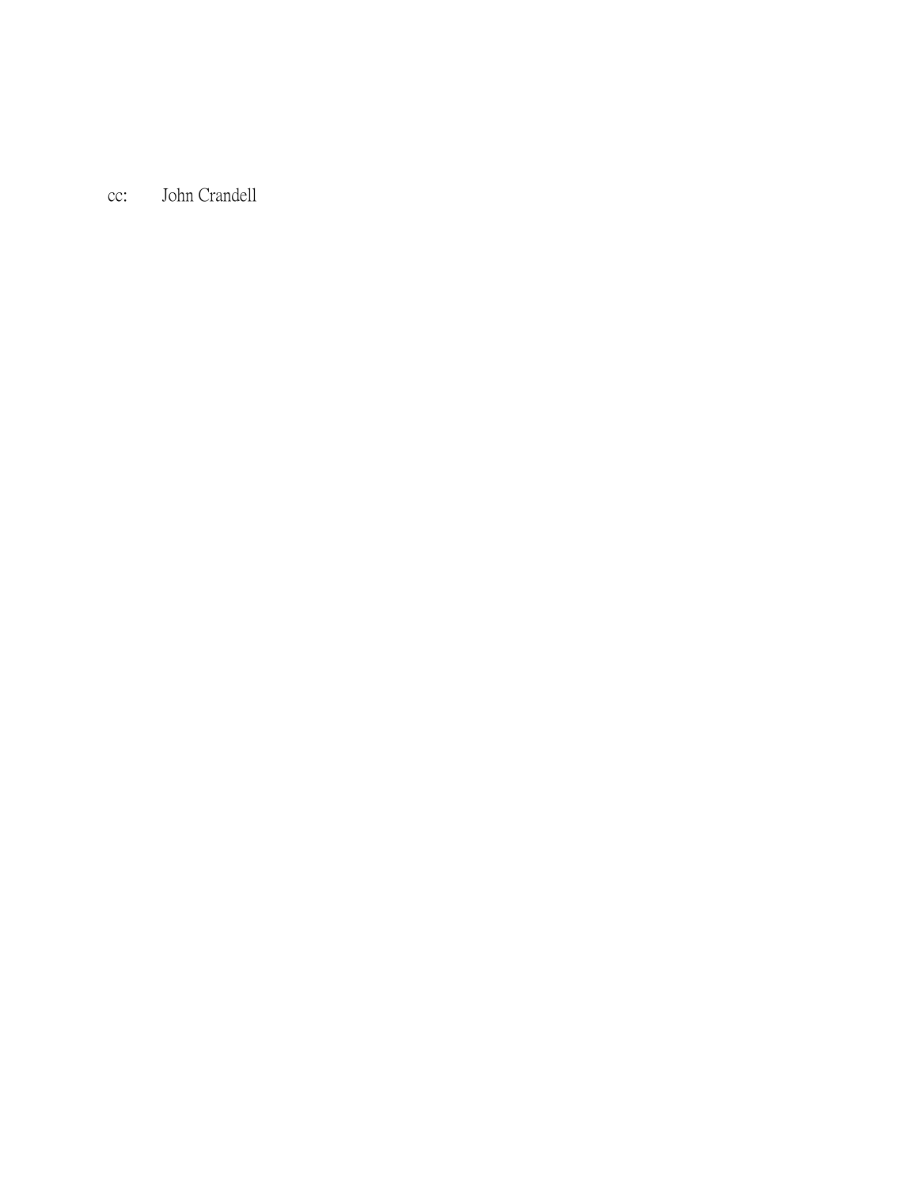cc: John Crandell